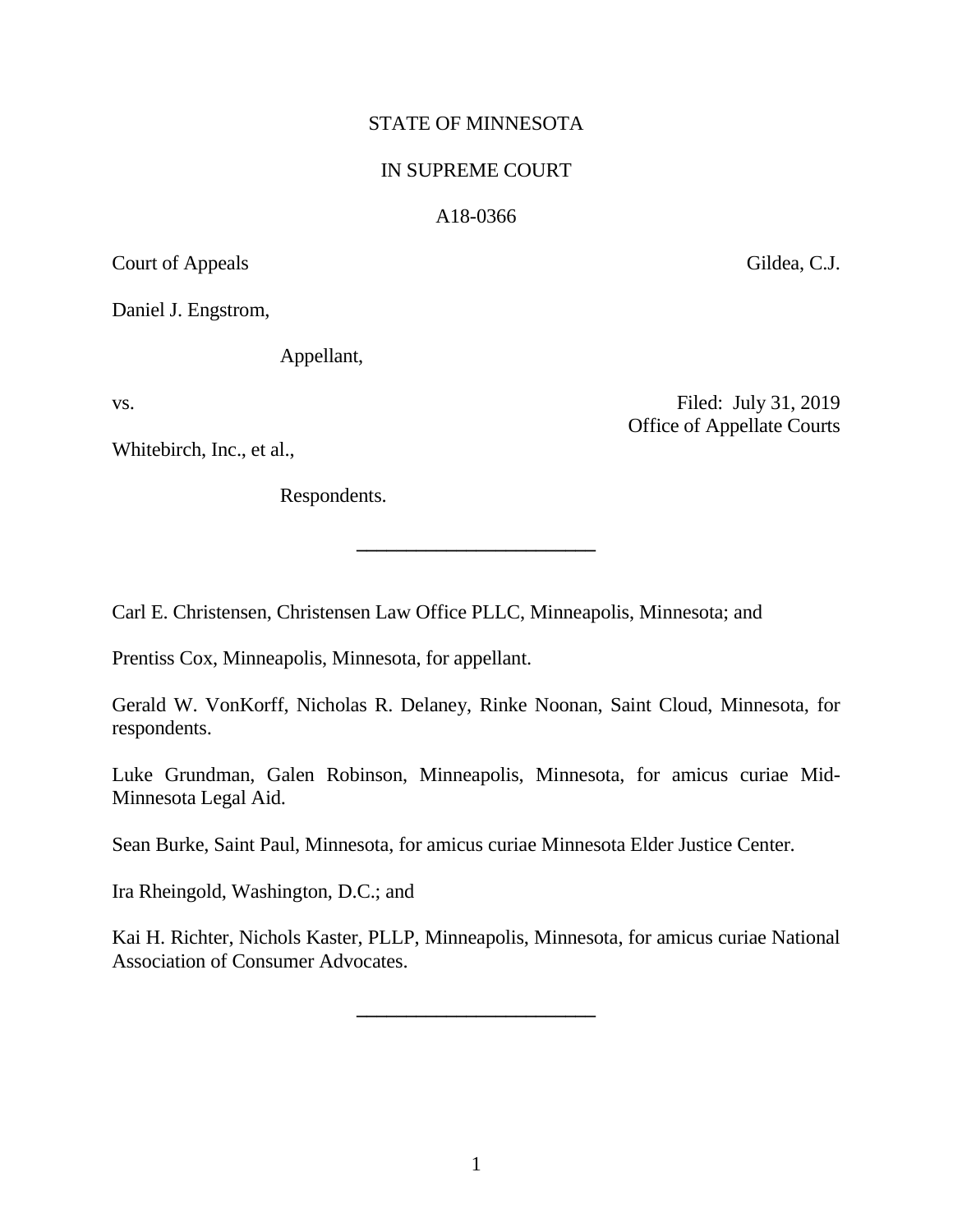STATE OF MINNESOTA

IN SUPREME COURT

A18-0366

Court of Appeals Gildea, C.J.

Daniel J. Engstrom,

Appellant,

vs. Filed: July 31, 2019
Office of Appellate Courts

Whitebirch, Inc., et al.,

Respondents.

---

Carl E. Christensen, Christensen Law Office PLLC, Minneapolis, Minnesota; and

Prentiss Cox, Minneapolis, Minnesota, for appellant.

Gerald W. VonKorff, Nicholas R. Delaney, Rinke Noonan, Saint Cloud, Minnesota, for respondents.

Luke Grundman, Galen Robinson, Minneapolis, Minnesota, for amicus curiae Mid-Minnesota Legal Aid.

Sean Burke, Saint Paul, Minnesota, for amicus curiae Minnesota Elder Justice Center.

Ira Rheingold, Washington, D.C.; and

Kai H. Richter, Nichols Kaster, PLLP, Minneapolis, Minnesota, for amicus curiae National Association of Consumer Advocates.

---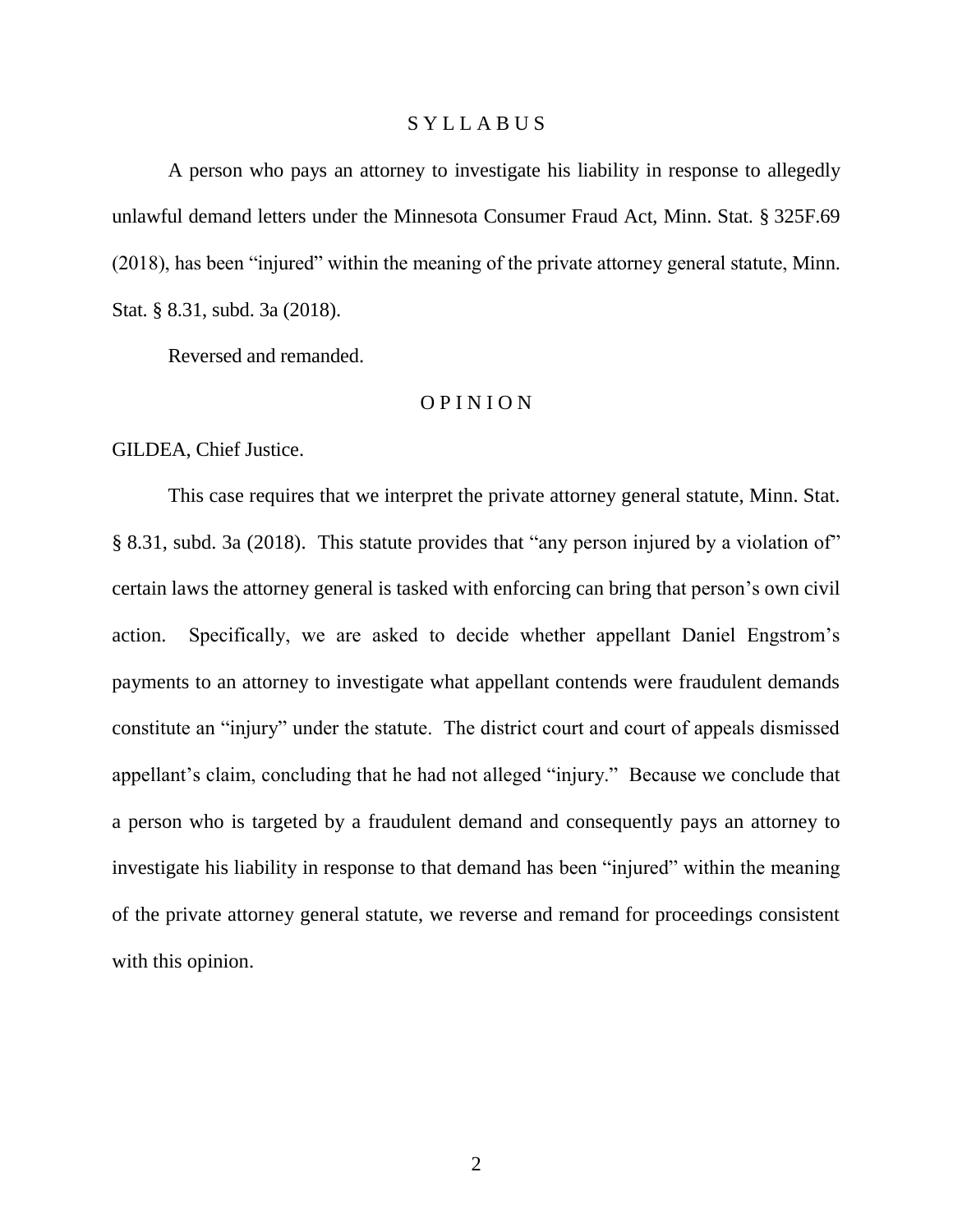# S Y L L A B U S

A person who pays an attorney to investigate his liability in response to allegedly unlawful demand letters under the Minnesota Consumer Fraud Act, Minn. Stat. § 325F.69 (2018), has been "injured" within the meaning of the private attorney general statute, Minn. Stat. § 8.31, subd. 3a (2018).

Reversed and remanded.

# O P I N I O N

GILDEA, Chief Justice.

This case requires that we interpret the private attorney general statute, Minn. Stat. § 8.31, subd. 3a (2018). This statute provides that "any person injured by a violation of" certain laws the attorney general is tasked with enforcing can bring that person's own civil action. Specifically, we are asked to decide whether appellant Daniel Engstrom's payments to an attorney to investigate what appellant contends were fraudulent demands constitute an "injury" under the statute. The district court and court of appeals dismissed appellant's claim, concluding that he had not alleged "injury." Because we conclude that a person who is targeted by a fraudulent demand and consequently pays an attorney to investigate his liability in response to that demand has been "injured" within the meaning of the private attorney general statute, we reverse and remand for proceedings consistent with this opinion.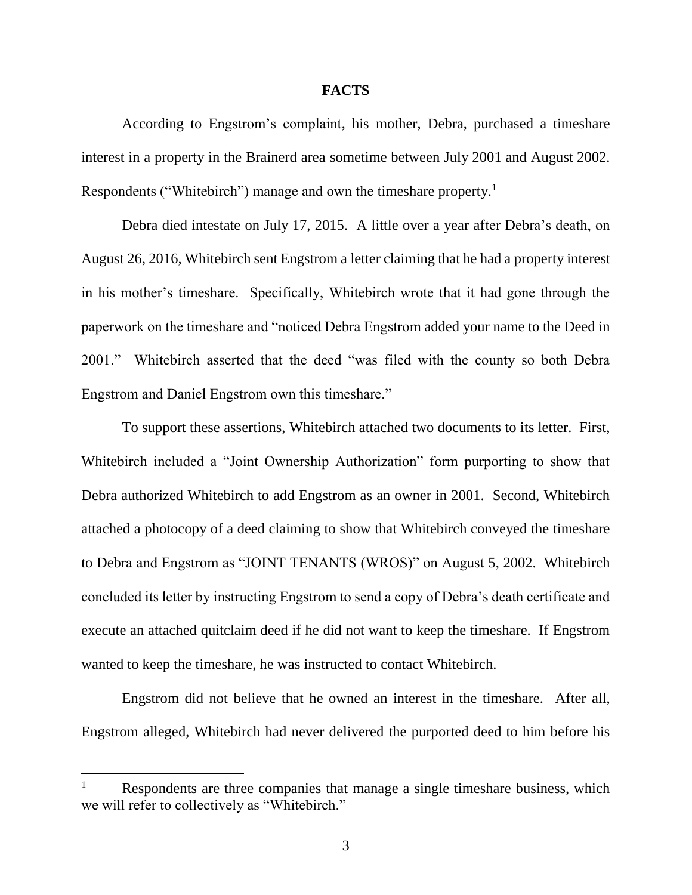## FACTS

According to Engstrom's complaint, his mother, Debra, purchased a timeshare interest in a property in the Brainerd area sometime between July 2001 and August 2002. Respondents ("Whitebirch") manage and own the timeshare property.[1]

Debra died intestate on July 17, 2015. A little over a year after Debra's death, on August 26, 2016, Whitebirch sent Engstrom a letter claiming that he had a property interest in his mother's timeshare. Specifically, Whitebirch wrote that it had gone through the paperwork on the timeshare and "noticed Debra Engstrom added your name to the Deed in 2001." Whitebirch asserted that the deed "was filed with the county so both Debra Engstrom and Daniel Engstrom own this timeshare."

To support these assertions, Whitebirch attached two documents to its letter. First, Whitebirch included a "Joint Ownership Authorization" form purporting to show that Debra authorized Whitebirch to add Engstrom as an owner in 2001. Second, Whitebirch attached a photocopy of a deed claiming to show that Whitebirch conveyed the timeshare to Debra and Engstrom as "JOINT TENANTS (WROS)" on August 5, 2002. Whitebirch concluded its letter by instructing Engstrom to send a copy of Debra's death certificate and execute an attached quitclaim deed if he did not want to keep the timeshare. If Engstrom wanted to keep the timeshare, he was instructed to contact Whitebirch.

Engstrom did not believe that he owned an interest in the timeshare. After all, Engstrom alleged, Whitebirch had never delivered the purported deed to him before his

---

[1] Respondents are three companies that manage a single timeshare business, which we will refer to collectively as "Whitebirch."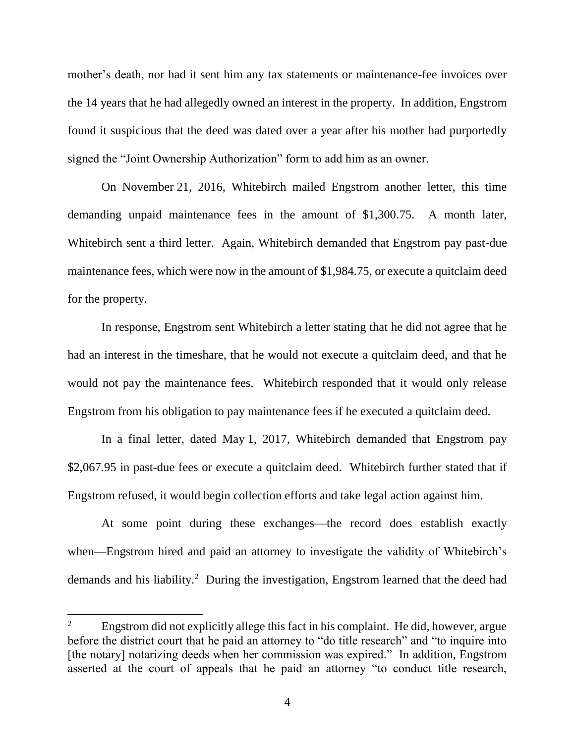mother's death, nor had it sent him any tax statements or maintenance-fee invoices over the 14 years that he had allegedly owned an interest in the property. In addition, Engstrom found it suspicious that the deed was dated over a year after his mother had purportedly signed the "Joint Ownership Authorization" form to add him as an owner.

On November 21, 2016, Whitebirch mailed Engstrom another letter, this time demanding unpaid maintenance fees in the amount of $1,300.75. A month later, Whitebirch sent a third letter. Again, Whitebirch demanded that Engstrom pay past-due maintenance fees, which were now in the amount of $1,984.75, or execute a quitclaim deed for the property.

In response, Engstrom sent Whitebirch a letter stating that he did not agree that he had an interest in the timeshare, that he would not execute a quitclaim deed, and that he would not pay the maintenance fees. Whitebirch responded that it would only release Engstrom from his obligation to pay maintenance fees if he executed a quitclaim deed.

In a final letter, dated May 1, 2017, Whitebirch demanded that Engstrom pay $2,067.95 in past-due fees or execute a quitclaim deed. Whitebirch further stated that if Engstrom refused, it would begin collection efforts and take legal action against him.

At some point during these exchanges—the record does establish exactly when—Engstrom hired and paid an attorney to investigate the validity of Whitebirch's demands and his liability.[2] During the investigation, Engstrom learned that the deed had

---

[2] Engstrom did not explicitly allege this fact in his complaint. He did, however, argue before the district court that he paid an attorney to "do title research" and "to inquire into [the notary] notarizing deeds when her commission was expired." In addition, Engstrom asserted at the court of appeals that he paid an attorney "to conduct title research,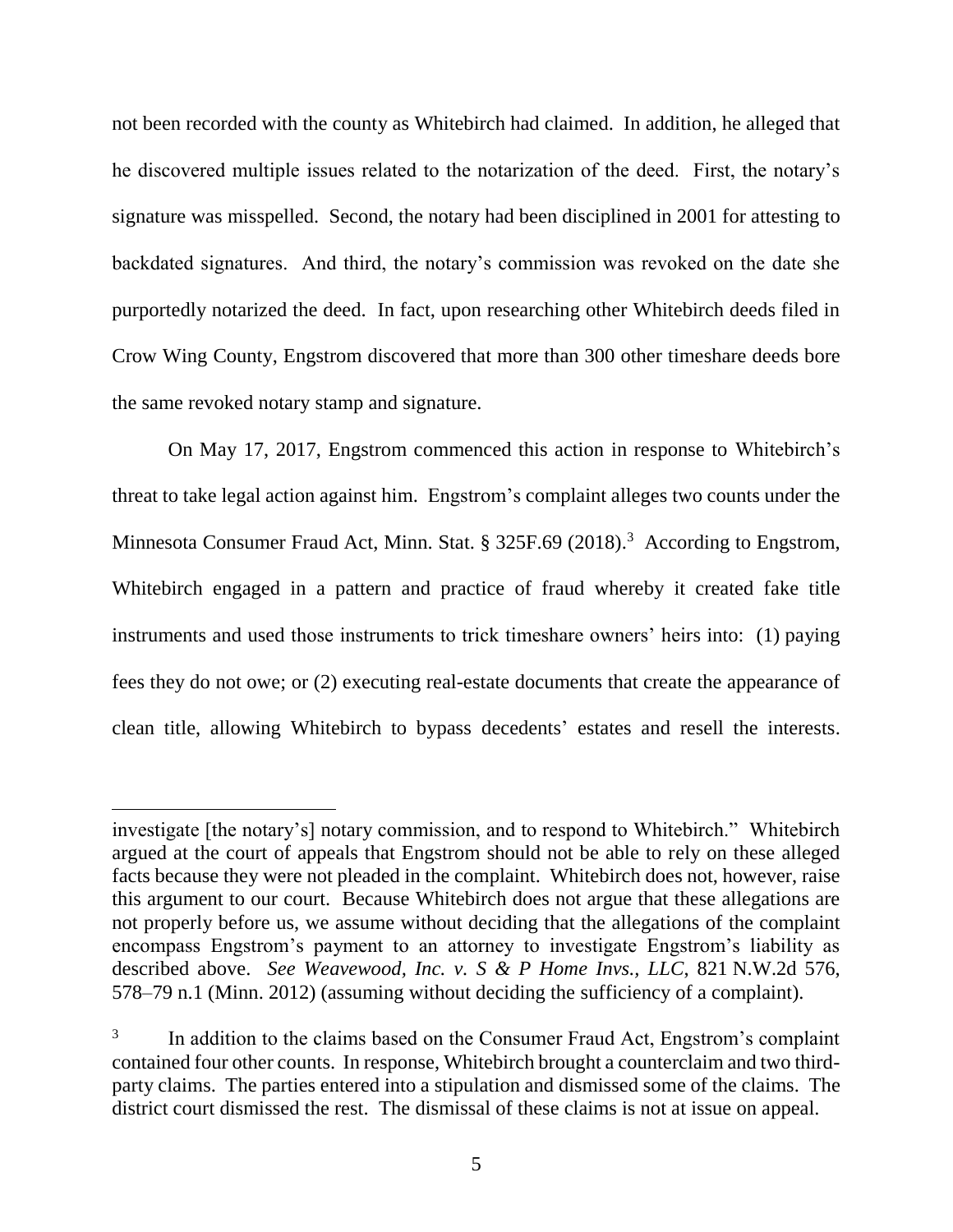not been recorded with the county as Whitebirch had claimed. In addition, he alleged that he discovered multiple issues related to the notarization of the deed. First, the notary's signature was misspelled. Second, the notary had been disciplined in 2001 for attesting to backdated signatures. And third, the notary's commission was revoked on the date she purportedly notarized the deed. In fact, upon researching other Whitebirch deeds filed in Crow Wing County, Engstrom discovered that more than 300 other timeshare deeds bore the same revoked notary stamp and signature.

On May 17, 2017, Engstrom commenced this action in response to Whitebirch's threat to take legal action against him. Engstrom's complaint alleges two counts under the Minnesota Consumer Fraud Act, Minn. Stat. § 325F.69 (2018).[3] According to Engstrom, Whitebirch engaged in a pattern and practice of fraud whereby it created fake title instruments and used those instruments to trick timeshare owners' heirs into: (1) paying fees they do not owe; or (2) executing real-estate documents that create the appearance of clean title, allowing Whitebirch to bypass decedents' estates and resell the interests.

---

investigate [the notary's] notary commission, and to respond to Whitebirch." Whitebirch argued at the court of appeals that Engstrom should not be able to rely on these alleged facts because they were not pleaded in the complaint. Whitebirch does not, however, raise this argument to our court. Because Whitebirch does not argue that these allegations are not properly before us, we assume without deciding that the allegations of the complaint encompass Engstrom's payment to an attorney to investigate Engstrom's liability as described above. *See Weavewood, Inc. v. S & P Home Invs., LLC*, 821 N.W.2d 576, 578–79 n.1 (Minn. 2012) (assuming without deciding the sufficiency of a complaint).

[3] In addition to the claims based on the Consumer Fraud Act, Engstrom's complaint contained four other counts. In response, Whitebirch brought a counterclaim and two third-party claims. The parties entered into a stipulation and dismissed some of the claims. The district court dismissed the rest. The dismissal of these claims is not at issue on appeal.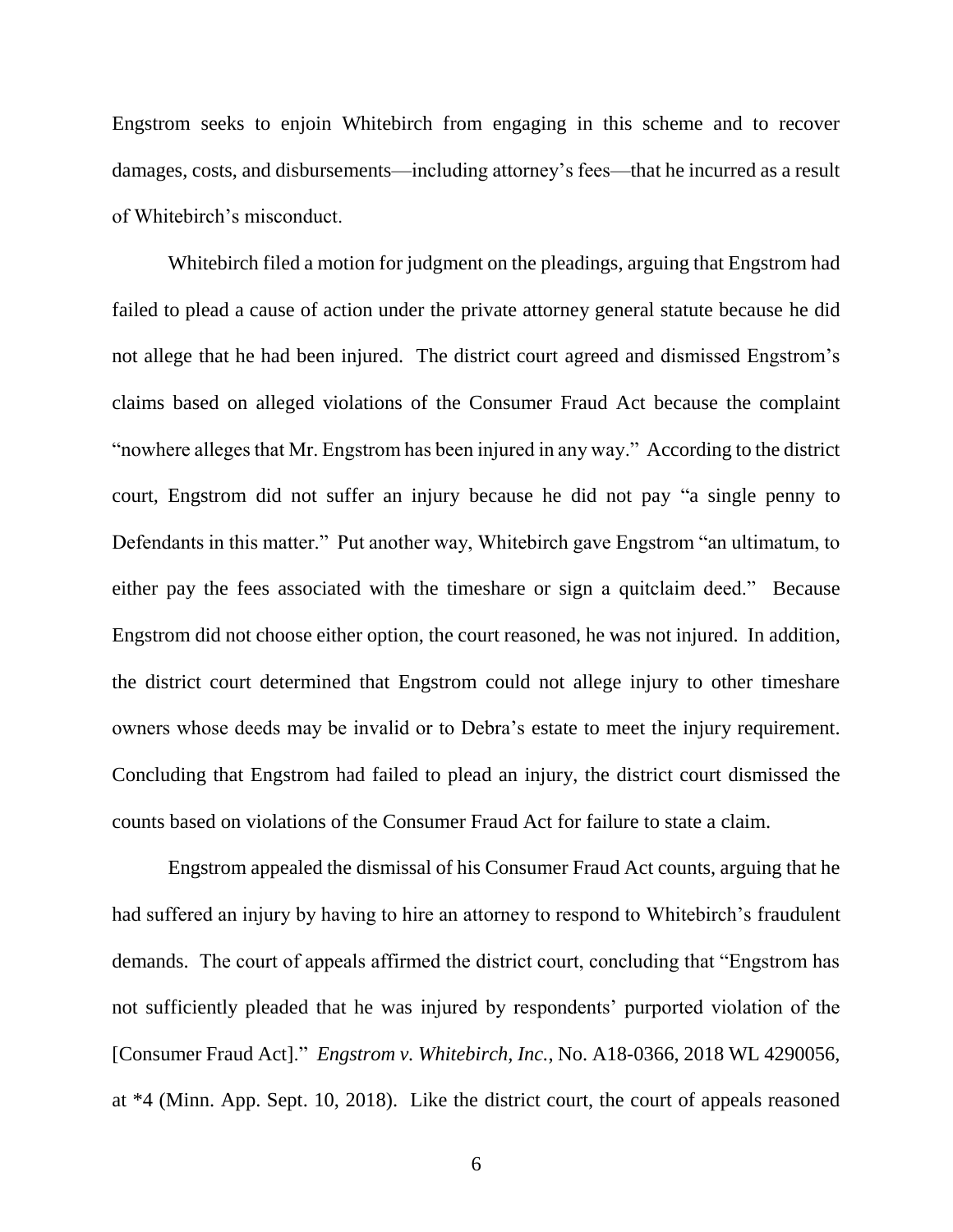Engstrom seeks to enjoin Whitebirch from engaging in this scheme and to recover damages, costs, and disbursements—including attorney's fees—that he incurred as a result of Whitebirch's misconduct.

Whitebirch filed a motion for judgment on the pleadings, arguing that Engstrom had failed to plead a cause of action under the private attorney general statute because he did not allege that he had been injured. The district court agreed and dismissed Engstrom's claims based on alleged violations of the Consumer Fraud Act because the complaint "nowhere alleges that Mr. Engstrom has been injured in any way." According to the district court, Engstrom did not suffer an injury because he did not pay "a single penny to Defendants in this matter." Put another way, Whitebirch gave Engstrom "an ultimatum, to either pay the fees associated with the timeshare or sign a quitclaim deed." Because Engstrom did not choose either option, the court reasoned, he was not injured. In addition, the district court determined that Engstrom could not allege injury to other timeshare owners whose deeds may be invalid or to Debra's estate to meet the injury requirement. Concluding that Engstrom had failed to plead an injury, the district court dismissed the counts based on violations of the Consumer Fraud Act for failure to state a claim.

Engstrom appealed the dismissal of his Consumer Fraud Act counts, arguing that he had suffered an injury by having to hire an attorney to respond to Whitebirch's fraudulent demands. The court of appeals affirmed the district court, concluding that "Engstrom has not sufficiently pleaded that he was injured by respondents' purported violation of the [Consumer Fraud Act]." *Engstrom v. Whitebirch, Inc.*, No. A18-0366, 2018 WL 4290056, at *4 (Minn. App. Sept. 10, 2018). Like the district court, the court of appeals reasoned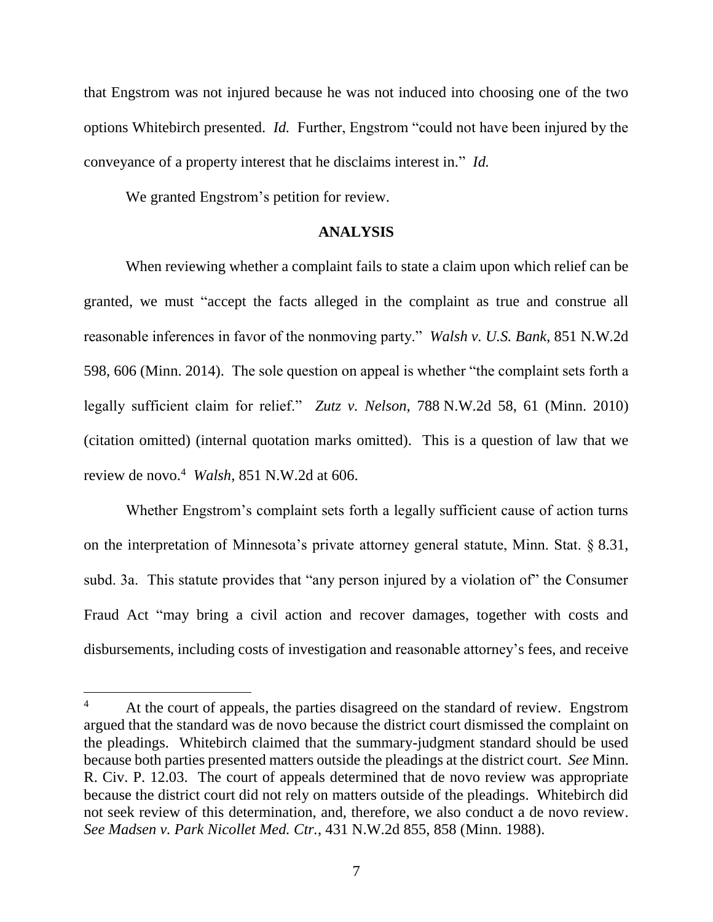that Engstrom was not injured because he was not induced into choosing one of the two options Whitebirch presented. *Id.* Further, Engstrom "could not have been injured by the conveyance of a property interest that he disclaims interest in." *Id.*

We granted Engstrom's petition for review.

## ANALYSIS

When reviewing whether a complaint fails to state a claim upon which relief can be granted, we must "accept the facts alleged in the complaint as true and construe all reasonable inferences in favor of the nonmoving party." *Walsh v. U.S. Bank*, 851 N.W.2d 598, 606 (Minn. 2014). The sole question on appeal is whether "the complaint sets forth a legally sufficient claim for relief." *Zutz v. Nelson*, 788 N.W.2d 58, 61 (Minn. 2010) (citation omitted) (internal quotation marks omitted). This is a question of law that we review de novo.[4] *Walsh*, 851 N.W.2d at 606.

Whether Engstrom's complaint sets forth a legally sufficient cause of action turns on the interpretation of Minnesota's private attorney general statute, Minn. Stat. § 8.31, subd. 3a. This statute provides that "any person injured by a violation of" the Consumer Fraud Act "may bring a civil action and recover damages, together with costs and disbursements, including costs of investigation and reasonable attorney's fees, and receive

---

[4] At the court of appeals, the parties disagreed on the standard of review. Engstrom argued that the standard was de novo because the district court dismissed the complaint on the pleadings. Whitebirch claimed that the summary-judgment standard should be used because both parties presented matters outside the pleadings at the district court. *See* Minn. R. Civ. P. 12.03. The court of appeals determined that de novo review was appropriate because the district court did not rely on matters outside of the pleadings. Whitebirch did not seek review of this determination, and, therefore, we also conduct a de novo review. *See Madsen v. Park Nicollet Med. Ctr.*, 431 N.W.2d 855, 858 (Minn. 1988).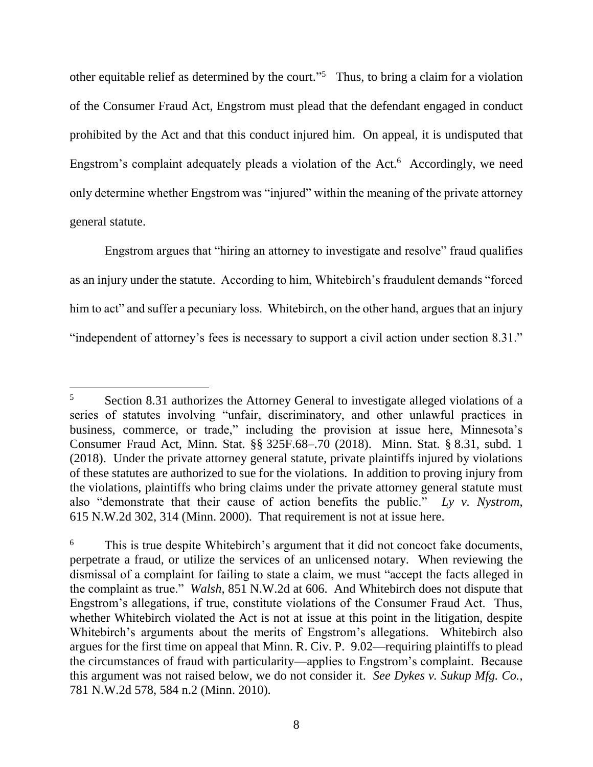other equitable relief as determined by the court."[5] Thus, to bring a claim for a violation of the Consumer Fraud Act, Engstrom must plead that the defendant engaged in conduct prohibited by the Act and that this conduct injured him. On appeal, it is undisputed that Engstrom's complaint adequately pleads a violation of the Act.[6] Accordingly, we need only determine whether Engstrom was "injured" within the meaning of the private attorney general statute.

Engstrom argues that "hiring an attorney to investigate and resolve" fraud qualifies as an injury under the statute. According to him, Whitebirch's fraudulent demands "forced him to act" and suffer a pecuniary loss. Whitebirch, on the other hand, argues that an injury "independent of attorney's fees is necessary to support a civil action under section 8.31."

---

[5] Section 8.31 authorizes the Attorney General to investigate alleged violations of a series of statutes involving "unfair, discriminatory, and other unlawful practices in business, commerce, or trade," including the provision at issue here, Minnesota's Consumer Fraud Act, Minn. Stat. §§ 325F.68–.70 (2018). Minn. Stat. § 8.31, subd. 1 (2018). Under the private attorney general statute, private plaintiffs injured by violations of these statutes are authorized to sue for the violations. In addition to proving injury from the violations, plaintiffs who bring claims under the private attorney general statute must also "demonstrate that their cause of action benefits the public." *Ly v. Nystrom*, 615 N.W.2d 302, 314 (Minn. 2000). That requirement is not at issue here.

[6] This is true despite Whitebirch's argument that it did not concoct fake documents, perpetrate a fraud, or utilize the services of an unlicensed notary. When reviewing the dismissal of a complaint for failing to state a claim, we must "accept the facts alleged in the complaint as true." *Walsh*, 851 N.W.2d at 606. And Whitebirch does not dispute that Engstrom's allegations, if true, constitute violations of the Consumer Fraud Act. Thus, whether Whitebirch violated the Act is not at issue at this point in the litigation, despite Whitebirch's arguments about the merits of Engstrom's allegations. Whitebirch also argues for the first time on appeal that Minn. R. Civ. P. 9.02—requiring plaintiffs to plead the circumstances of fraud with particularity—applies to Engstrom's complaint. Because this argument was not raised below, we do not consider it. *See Dykes v. Sukup Mfg. Co.*, 781 N.W.2d 578, 584 n.2 (Minn. 2010).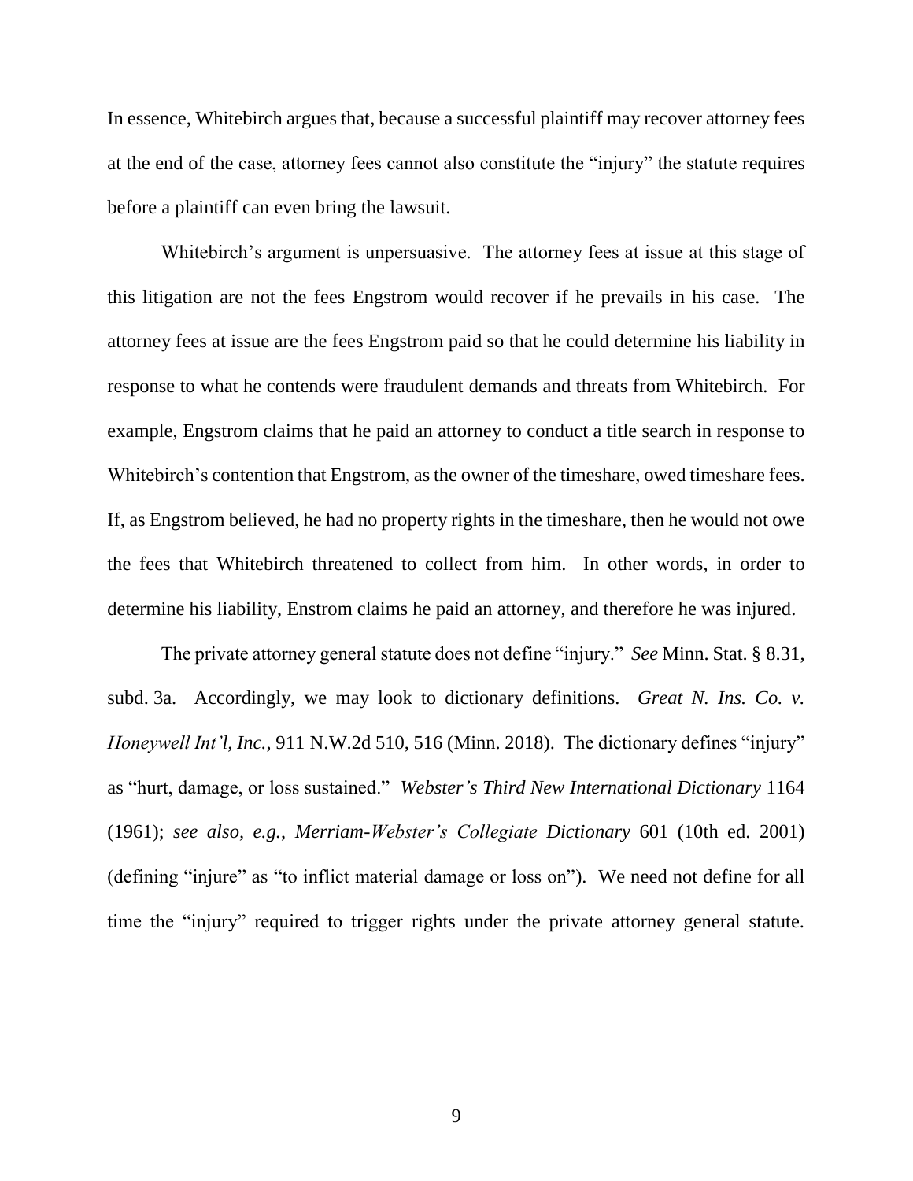In essence, Whitebirch argues that, because a successful plaintiff may recover attorney fees at the end of the case, attorney fees cannot also constitute the "injury" the statute requires before a plaintiff can even bring the lawsuit.

Whitebirch's argument is unpersuasive. The attorney fees at issue at this stage of this litigation are not the fees Engstrom would recover if he prevails in his case. The attorney fees at issue are the fees Engstrom paid so that he could determine his liability in response to what he contends were fraudulent demands and threats from Whitebirch. For example, Engstrom claims that he paid an attorney to conduct a title search in response to Whitebirch's contention that Engstrom, as the owner of the timeshare, owed timeshare fees. If, as Engstrom believed, he had no property rights in the timeshare, then he would not owe the fees that Whitebirch threatened to collect from him. In other words, in order to determine his liability, Enstrom claims he paid an attorney, and therefore he was injured.

The private attorney general statute does not define "injury." *See* Minn. Stat. § 8.31, subd. 3a. Accordingly, we may look to dictionary definitions. *Great N. Ins. Co. v. Honeywell Int'l, Inc.*, 911 N.W.2d 510, 516 (Minn. 2018). The dictionary defines "injury" as "hurt, damage, or loss sustained." *Webster's Third New International Dictionary* 1164 (1961); *see also, e.g.*, *Merriam-Webster's Collegiate Dictionary* 601 (10th ed. 2001) (defining "injure" as "to inflict material damage or loss on"). We need not define for all time the "injury" required to trigger rights under the private attorney general statute.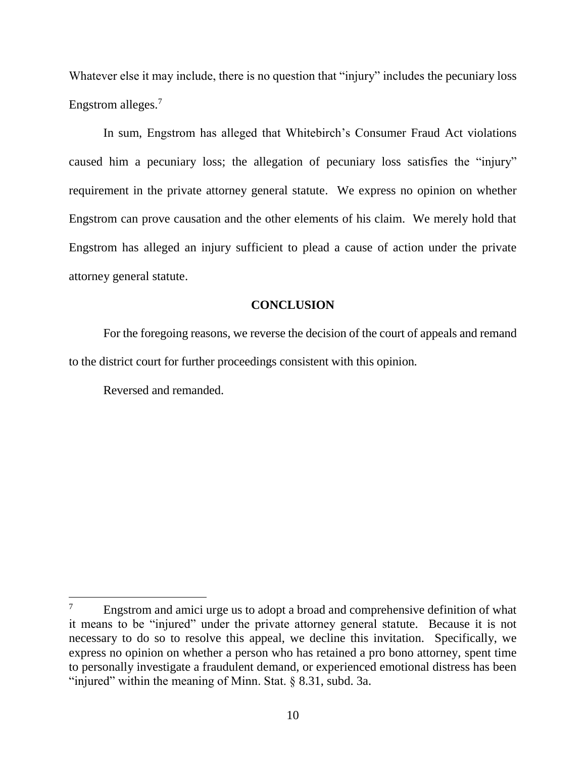Whatever else it may include, there is no question that "injury" includes the pecuniary loss Engstrom alleges.[7]

In sum, Engstrom has alleged that Whitebirch's Consumer Fraud Act violations caused him a pecuniary loss; the allegation of pecuniary loss satisfies the "injury" requirement in the private attorney general statute. We express no opinion on whether Engstrom can prove causation and the other elements of his claim. We merely hold that Engstrom has alleged an injury sufficient to plead a cause of action under the private attorney general statute.

## CONCLUSION

For the foregoing reasons, we reverse the decision of the court of appeals and remand to the district court for further proceedings consistent with this opinion.

Reversed and remanded.

---

[7] Engstrom and amici urge us to adopt a broad and comprehensive definition of what it means to be "injured" under the private attorney general statute. Because it is not necessary to do so to resolve this appeal, we decline this invitation. Specifically, we express no opinion on whether a person who has retained a pro bono attorney, spent time to personally investigate a fraudulent demand, or experienced emotional distress has been "injured" within the meaning of Minn. Stat. § 8.31, subd. 3a.